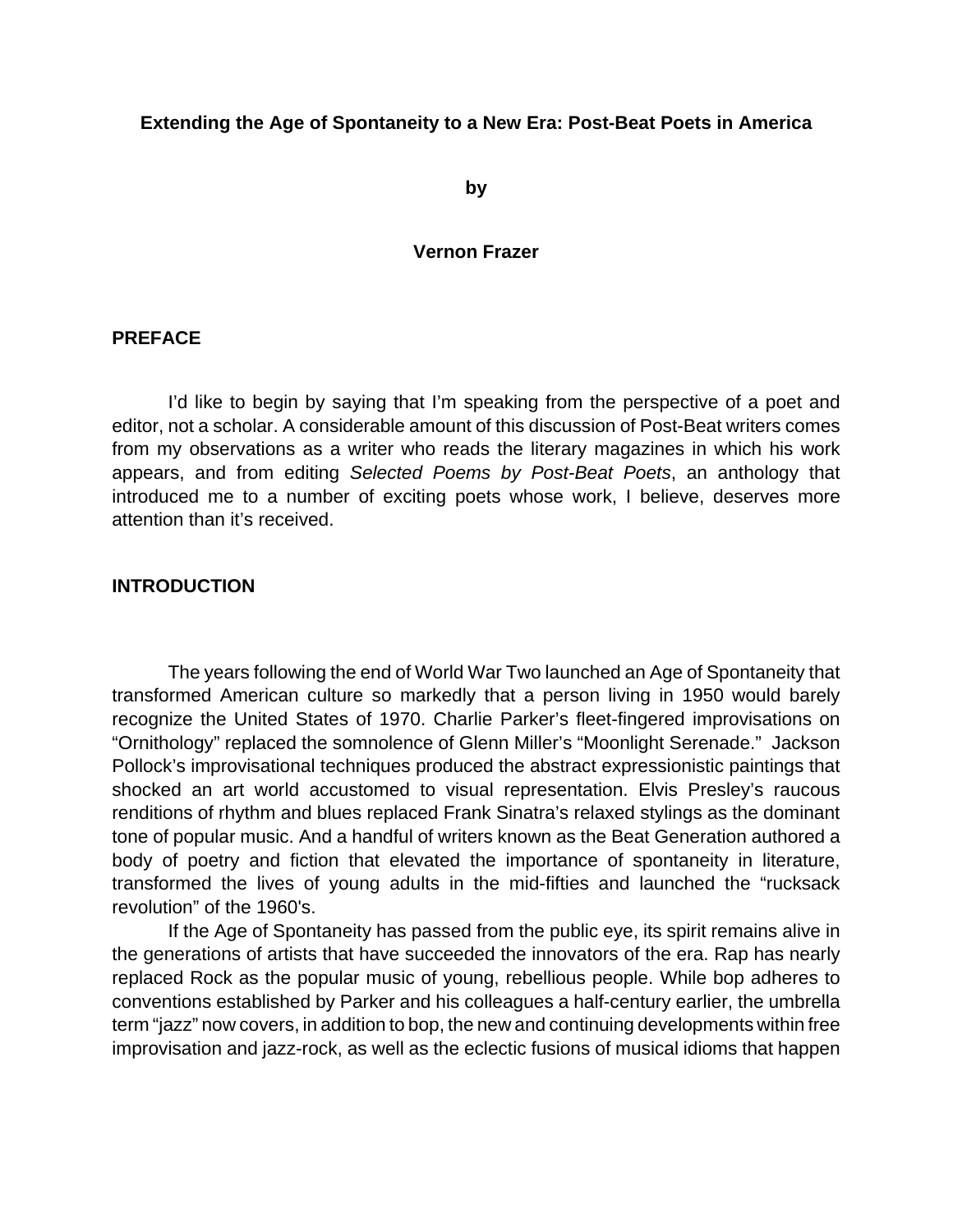# Extending the Age of Spontaneity to a New Era: Post-Beat Poets in America

**by**

**Vernon Frazer**

## PREFACE

I'd like to begin by saying that I'm speaking from the perspective of a poet and editor, not a scholar. A considerable amount of this discussion of Post-Beat writers comes from my observations as a writer who reads the literary magazines in which his work appears, and from editing *Selected Poems by Post-Beat Poets*, an anthology that introduced me to a number of exciting poets whose work, I believe, deserves more attention than it's received.

## INTRODUCTION

The years following the end of World War Two launched an Age of Spontaneity that transformed American culture so markedly that a person living in 1950 would barely recognize the United States of 1970. Charlie Parker's fleet-fingered improvisations on "Ornithology" replaced the somnolence of Glenn Miller's "Moonlight Serenade." Jackson Pollock's improvisational techniques produced the abstract expressionistic paintings that shocked an art world accustomed to visual representation. Elvis Presley's raucous renditions of rhythm and blues replaced Frank Sinatra's relaxed stylings as the dominant tone of popular music. And a handful of writers known as the Beat Generation authored a body of poetry and fiction that elevated the importance of spontaneity in literature, transformed the lives of young adults in the mid-fifties and launched the "rucksack revolution" of the 1960's.

If the Age of Spontaneity has passed from the public eye, its spirit remains alive in the generations of artists that have succeeded the innovators of the era. Rap has nearly replaced Rock as the popular music of young, rebellious people. While bop adheres to conventions established by Parker and his colleagues a half-century earlier, the umbrella term "jazz" now covers, in addition to bop, the new and continuing developments within free improvisation and jazz-rock, as well as the eclectic fusions of musical idioms that happen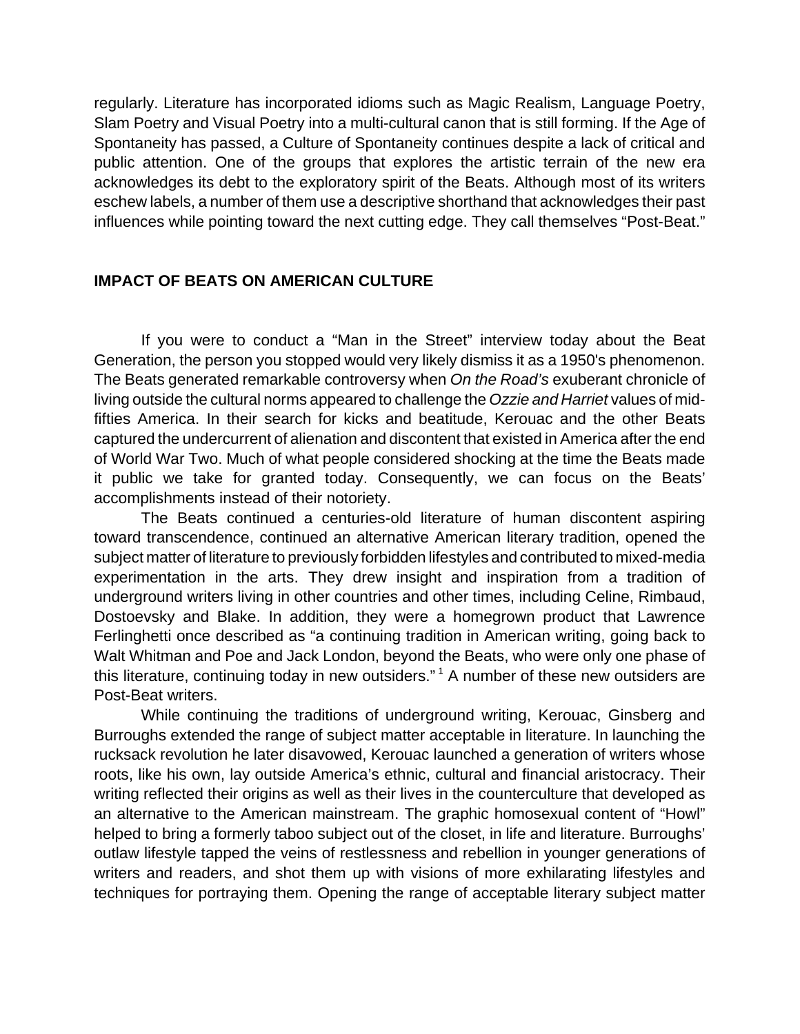regularly. Literature has incorporated idioms such as Magic Realism, Language Poetry, Slam Poetry and Visual Poetry into a multi-cultural canon that is still forming. If the Age of Spontaneity has passed, a Culture of Spontaneity continues despite a lack of critical and public attention. One of the groups that explores the artistic terrain of the new era acknowledges its debt to the exploratory spirit of the Beats. Although most of its writers eschew labels, a number of them use a descriptive shorthand that acknowledges their past influences while pointing toward the next cutting edge. They call themselves "Post-Beat."

## IMPACT OF BEATS ON AMERICAN CULTURE

If you were to conduct a "Man in the Street" interview today about the Beat Generation, the person you stopped would very likely dismiss it as a 1950's phenomenon. The Beats generated remarkable controversy when *On the Road's* exuberant chronicle of living outside the cultural norms appeared to challenge the *Ozzie and Harriet* values of mid-fifties America. In their search for kicks and beatitude, Kerouac and the other Beats captured the undercurrent of alienation and discontent that existed in America after the end of World War Two. Much of what people considered shocking at the time the Beats made it public we take for granted today. Consequently, we can focus on the Beats' accomplishments instead of their notoriety.

The Beats continued a centuries-old literature of human discontent aspiring toward transcendence, continued an alternative American literary tradition, opened the subject matter of literature to previously forbidden lifestyles and contributed to mixed-media experimentation in the arts. They drew insight and inspiration from a tradition of underground writers living in other countries and other times, including Celine, Rimbaud, Dostoevsky and Blake. In addition, they were a homegrown product that Lawrence Ferlinghetti once described as "a continuing tradition in American writing, going back to Walt Whitman and Poe and Jack London, beyond the Beats, who were only one phase of this literature, continuing today in new outsiders." [1] A number of these new outsiders are Post-Beat writers.

While continuing the traditions of underground writing, Kerouac, Ginsberg and Burroughs extended the range of subject matter acceptable in literature. In launching the rucksack revolution he later disavowed, Kerouac launched a generation of writers whose roots, like his own, lay outside America's ethnic, cultural and financial aristocracy. Their writing reflected their origins as well as their lives in the counterculture that developed as an alternative to the American mainstream. The graphic homosexual content of "Howl" helped to bring a formerly taboo subject out of the closet, in life and literature. Burroughs' outlaw lifestyle tapped the veins of restlessness and rebellion in younger generations of writers and readers, and shot them up with visions of more exhilarating lifestyles and techniques for portraying them. Opening the range of acceptable literary subject matter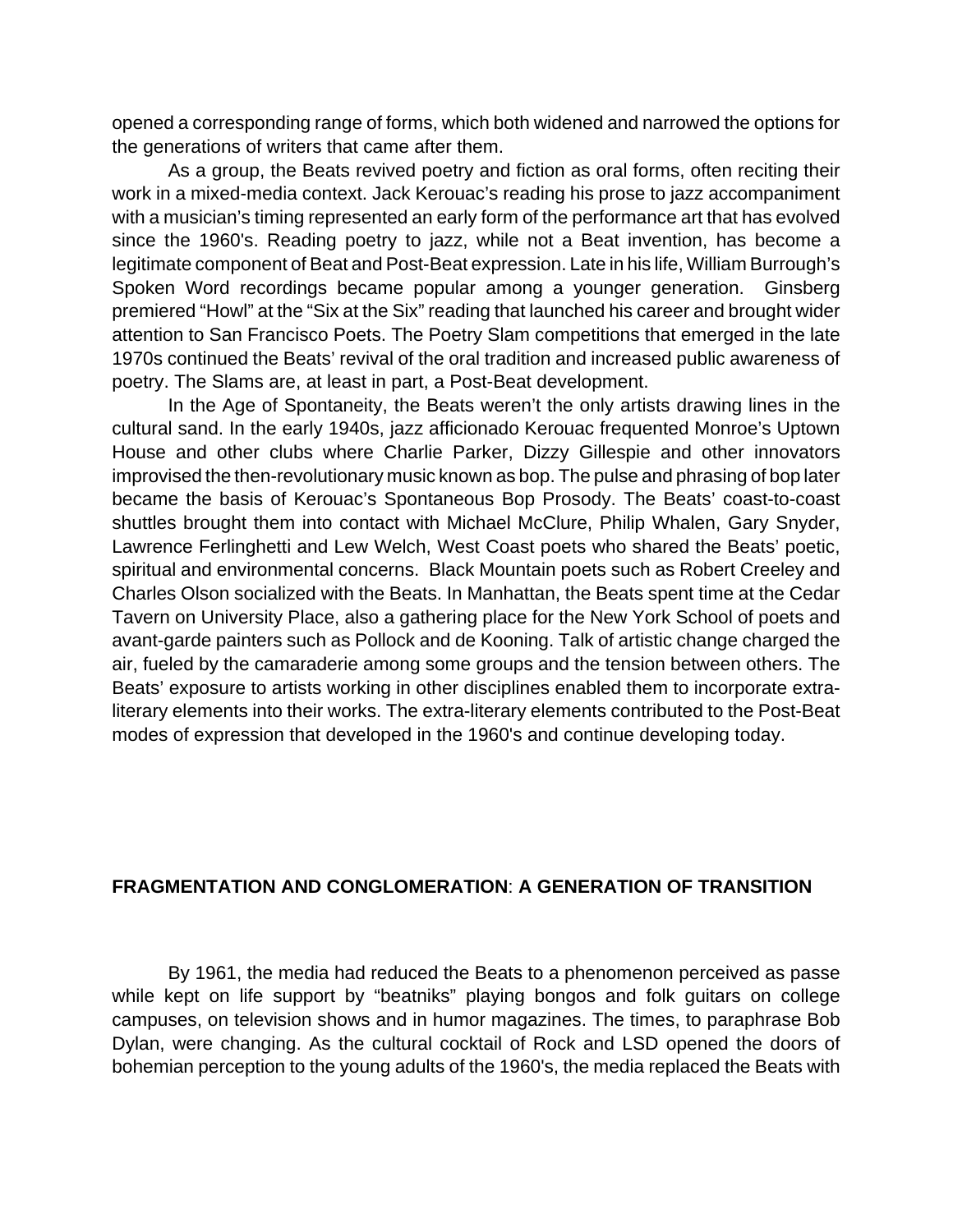opened a corresponding range of forms, which both widened and narrowed the options for the generations of writers that came after them.

As a group, the Beats revived poetry and fiction as oral forms, often reciting their work in a mixed-media context. Jack Kerouac's reading his prose to jazz accompaniment with a musician's timing represented an early form of the performance art that has evolved since the 1960's. Reading poetry to jazz, while not a Beat invention, has become a legitimate component of Beat and Post-Beat expression. Late in his life, William Burrough's Spoken Word recordings became popular among a younger generation. Ginsberg premiered "Howl" at the "Six at the Six" reading that launched his career and brought wider attention to San Francisco Poets. The Poetry Slam competitions that emerged in the late 1970s continued the Beats' revival of the oral tradition and increased public awareness of poetry. The Slams are, at least in part, a Post-Beat development.

In the Age of Spontaneity, the Beats weren't the only artists drawing lines in the cultural sand. In the early 1940s, jazz afficionado Kerouac frequented Monroe's Uptown House and other clubs where Charlie Parker, Dizzy Gillespie and other innovators improvised the then-revolutionary music known as bop. The pulse and phrasing of bop later became the basis of Kerouac's Spontaneous Bop Prosody. The Beats' coast-to-coast shuttles brought them into contact with Michael McClure, Philip Whalen, Gary Snyder, Lawrence Ferlinghetti and Lew Welch, West Coast poets who shared the Beats' poetic, spiritual and environmental concerns. Black Mountain poets such as Robert Creeley and Charles Olson socialized with the Beats. In Manhattan, the Beats spent time at the Cedar Tavern on University Place, also a gathering place for the New York School of poets and avant-garde painters such as Pollock and de Kooning. Talk of artistic change charged the air, fueled by the camaraderie among some groups and the tension between others. The Beats' exposure to artists working in other disciplines enabled them to incorporate extra-literary elements into their works. The extra-literary elements contributed to the Post-Beat modes of expression that developed in the 1960's and continue developing today.

## FRAGMENTATION AND CONGLOMERATION: A GENERATION OF TRANSITION

By 1961, the media had reduced the Beats to a phenomenon perceived as passe while kept on life support by "beatniks" playing bongos and folk guitars on college campuses, on television shows and in humor magazines. The times, to paraphrase Bob Dylan, were changing. As the cultural cocktail of Rock and LSD opened the doors of bohemian perception to the young adults of the 1960's, the media replaced the Beats with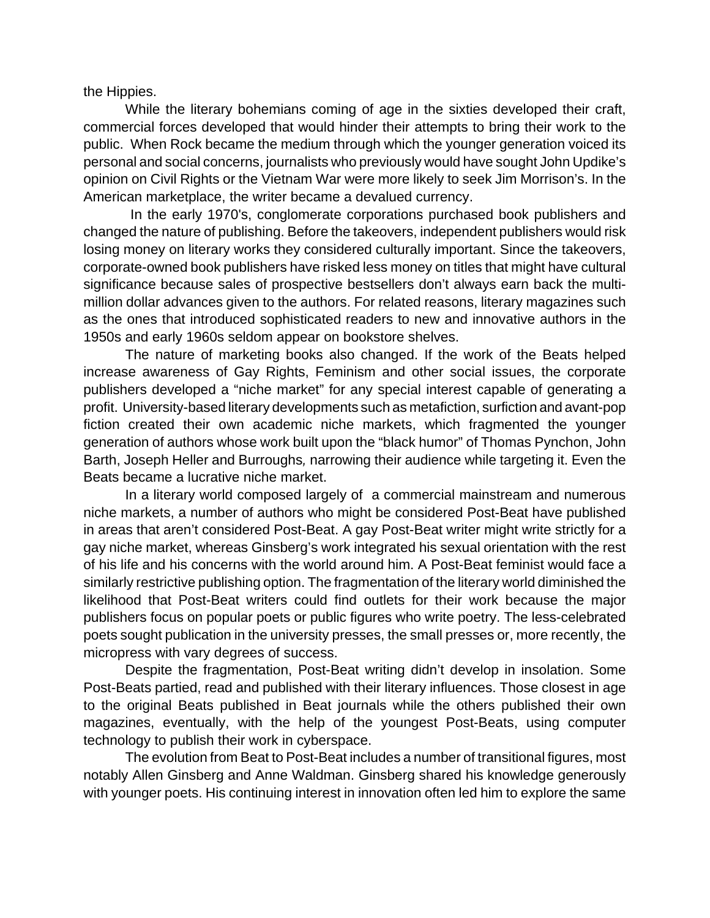the Hippies.

While the literary bohemians coming of age in the sixties developed their craft, commercial forces developed that would hinder their attempts to bring their work to the public. When Rock became the medium through which the younger generation voiced its personal and social concerns, journalists who previously would have sought John Updike's opinion on Civil Rights or the Vietnam War were more likely to seek Jim Morrison's. In the American marketplace, the writer became a devalued currency.

In the early 1970's, conglomerate corporations purchased book publishers and changed the nature of publishing. Before the takeovers, independent publishers would risk losing money on literary works they considered culturally important. Since the takeovers, corporate-owned book publishers have risked less money on titles that might have cultural significance because sales of prospective bestsellers don't always earn back the multi-million dollar advances given to the authors. For related reasons, literary magazines such as the ones that introduced sophisticated readers to new and innovative authors in the 1950s and early 1960s seldom appear on bookstore shelves.

The nature of marketing books also changed. If the work of the Beats helped increase awareness of Gay Rights, Feminism and other social issues, the corporate publishers developed a "niche market" for any special interest capable of generating a profit. University-based literary developments such as metafiction, surfiction and avant-pop fiction created their own academic niche markets, which fragmented the younger generation of authors whose work built upon the "black humor" of Thomas Pynchon, John Barth, Joseph Heller and Burroughs*,* narrowing their audience while targeting it. Even the Beats became a lucrative niche market.

In a literary world composed largely of a commercial mainstream and numerous niche markets, a number of authors who might be considered Post-Beat have published in areas that aren't considered Post-Beat. A gay Post-Beat writer might write strictly for a gay niche market, whereas Ginsberg's work integrated his sexual orientation with the rest of his life and his concerns with the world around him. A Post-Beat feminist would face a similarly restrictive publishing option. The fragmentation of the literary world diminished the likelihood that Post-Beat writers could find outlets for their work because the major publishers focus on popular poets or public figures who write poetry. The less-celebrated poets sought publication in the university presses, the small presses or, more recently, the micropress with vary degrees of success.

Despite the fragmentation, Post-Beat writing didn't develop in insolation. Some Post-Beats partied, read and published with their literary influences. Those closest in age to the original Beats published in Beat journals while the others published their own magazines, eventually, with the help of the youngest Post-Beats, using computer technology to publish their work in cyberspace.

The evolution from Beat to Post-Beat includes a number of transitional figures, most notably Allen Ginsberg and Anne Waldman. Ginsberg shared his knowledge generously with younger poets. His continuing interest in innovation often led him to explore the same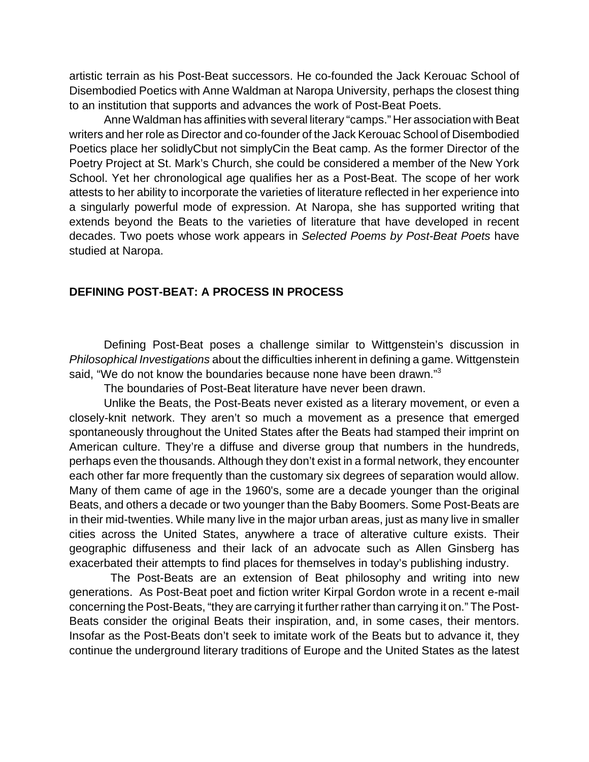artistic terrain as his Post-Beat successors. He co-founded the Jack Kerouac School of Disembodied Poetics with Anne Waldman at Naropa University, perhaps the closest thing to an institution that supports and advances the work of Post-Beat Poets.

Anne Waldman has affinities with several literary "camps." Her association with Beat writers and her role as Director and co-founder of the Jack Kerouac School of Disembodied Poetics place her solidlyCbut not simplyCin the Beat camp. As the former Director of the Poetry Project at St. Mark's Church, she could be considered a member of the New York School. Yet her chronological age qualifies her as a Post-Beat. The scope of her work attests to her ability to incorporate the varieties of literature reflected in her experience into a singularly powerful mode of expression. At Naropa, she has supported writing that extends beyond the Beats to the varieties of literature that have developed in recent decades. Two poets whose work appears in *Selected Poems by Post-Beat Poets* have studied at Naropa.

## DEFINING POST-BEAT: A PROCESS IN PROCESS

Defining Post-Beat poses a challenge similar to Wittgenstein's discussion in *Philosophical Investigations* about the difficulties inherent in defining a game. Wittgenstein said, "We do not know the boundaries because none have been drawn."[3]

The boundaries of Post-Beat literature have never been drawn.

Unlike the Beats, the Post-Beats never existed as a literary movement, or even a closely-knit network. They aren't so much a movement as a presence that emerged spontaneously throughout the United States after the Beats had stamped their imprint on American culture. They're a diffuse and diverse group that numbers in the hundreds, perhaps even the thousands. Although they don't exist in a formal network, they encounter each other far more frequently than the customary six degrees of separation would allow. Many of them came of age in the 1960's, some are a decade younger than the original Beats, and others a decade or two younger than the Baby Boomers. Some Post-Beats are in their mid-twenties. While many live in the major urban areas, just as many live in smaller cities across the United States, anywhere a trace of alterative culture exists. Their geographic diffuseness and their lack of an advocate such as Allen Ginsberg has exacerbated their attempts to find places for themselves in today's publishing industry.

The Post-Beats are an extension of Beat philosophy and writing into new generations. As Post-Beat poet and fiction writer Kirpal Gordon wrote in a recent e-mail concerning the Post-Beats, "they are carrying it further rather than carrying it on." The Post-Beats consider the original Beats their inspiration, and, in some cases, their mentors. Insofar as the Post-Beats don't seek to imitate work of the Beats but to advance it, they continue the underground literary traditions of Europe and the United States as the latest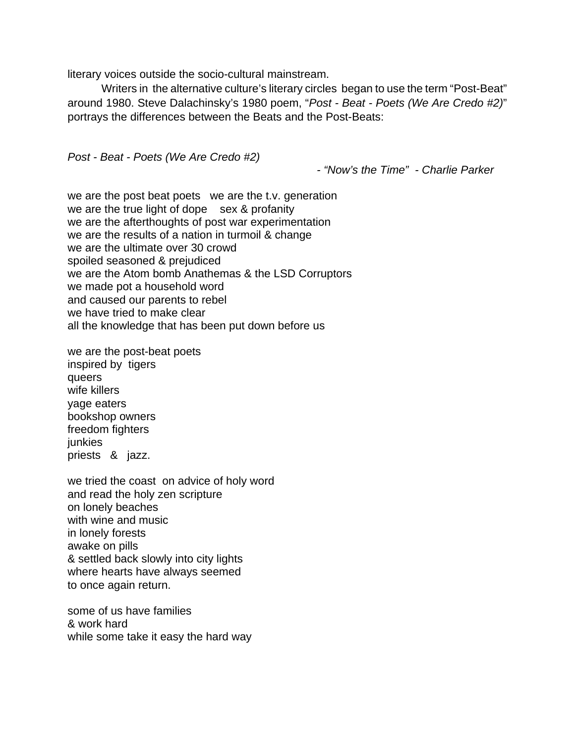literary voices outside the socio-cultural mainstream.

Writers in the alternative culture's literary circles began to use the term "Post-Beat" around 1980. Steve Dalachinsky's 1980 poem, "*Post - Beat - Poets (We Are Credo #2)*" portrays the differences between the Beats and the Post-Beats:

*Post - Beat - Poets (We Are Credo #2)*

*- "Now's the Time" - Charlie Parker*

we are the post beat poets   we are the t.v. generation  
we are the true light of dope   sex & profanity  
we are the afterthoughts of post war experimentation  
we are the results of a nation in turmoil & change  
we are the ultimate over 30 crowd  
spoiled seasoned & prejudiced  
we are the Atom bomb Anathemas & the LSD Corruptors  
we made pot a household word  
and caused our parents to rebel  
we have tried to make clear  
all the knowledge that has been put down before us

we are the post-beat poets  
inspired by tigers  
queers  
wife killers  
yage eaters  
bookshop owners  
freedom fighters  
junkies  
priests & jazz.

we tried the coast on advice of holy word  
and read the holy zen scripture  
on lonely beaches  
with wine and music  
in lonely forests  
awake on pills  
& settled back slowly into city lights  
where hearts have always seemed  
to once again return.

some of us have families  
& work hard  
while some take it easy the hard way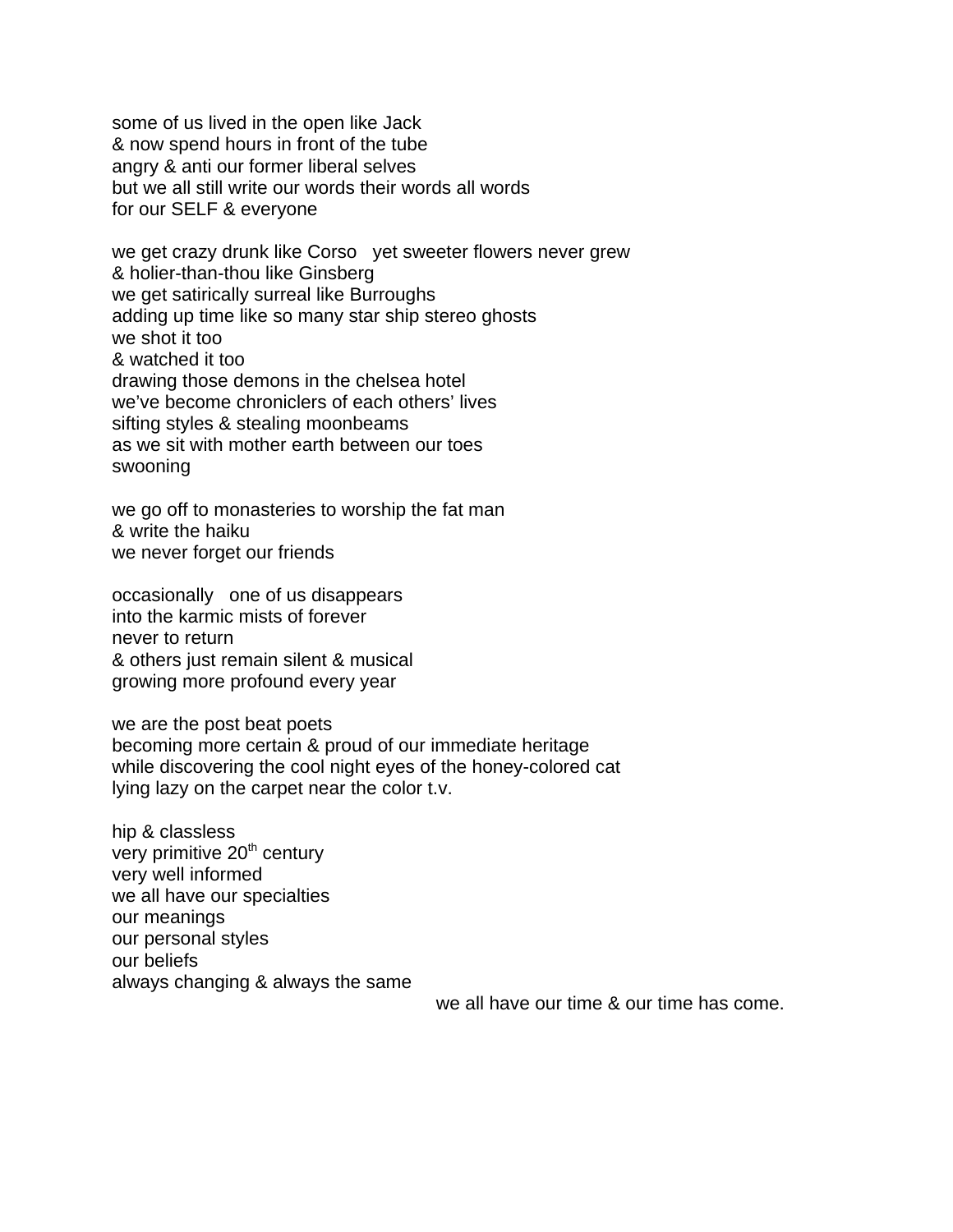some of us lived in the open like Jack  
& now spend hours in front of the tube  
angry & anti our former liberal selves  
but we all still write our words their words all words  
for our SELF & everyone

we get crazy drunk like Corso   yet sweeter flowers never grew  
& holier-than-thou like Ginsberg  
we get satirically surreal like Burroughs  
adding up time like so many star ship stereo ghosts  
we shot it too  
& watched it too  
drawing those demons in the chelsea hotel  
we've become chroniclers of each others' lives  
sifting styles & stealing moonbeams  
as we sit with mother earth between our toes  
swooning

we go off to monasteries to worship the fat man  
& write the haiku  
we never forget our friends

occasionally   one of us disappears  
into the karmic mists of forever  
never to return  
& others just remain silent & musical  
growing more profound every year

we are the post beat poets  
becoming more certain & proud of our immediate heritage  
while discovering the cool night eyes of the honey-colored cat  
lying lazy on the carpet near the color t.v.

hip & classless  
very primitive 20th century  
very well informed  
we all have our specialties  
our meanings  
our personal styles  
our beliefs  
always changing & always the same  
                                        we all have our time & our time has come.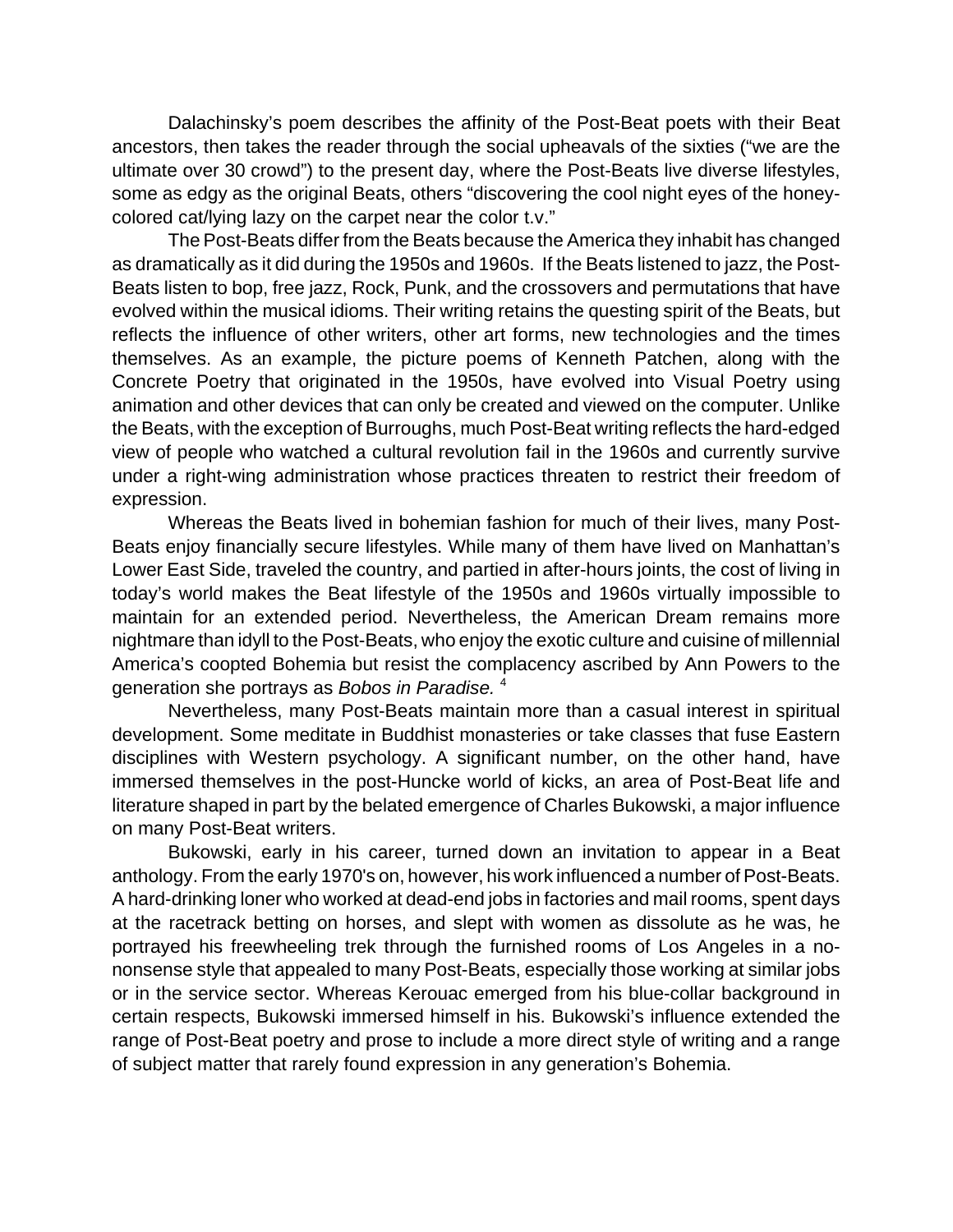Dalachinsky's poem describes the affinity of the Post-Beat poets with their Beat ancestors, then takes the reader through the social upheavals of the sixties ("we are the ultimate over 30 crowd") to the present day, where the Post-Beats live diverse lifestyles, some as edgy as the original Beats, others "discovering the cool night eyes of the honey-colored cat/lying lazy on the carpet near the color t.v."

The Post-Beats differ from the Beats because the America they inhabit has changed as dramatically as it did during the 1950s and 1960s. If the Beats listened to jazz, the Post-Beats listen to bop, free jazz, Rock, Punk, and the crossovers and permutations that have evolved within the musical idioms. Their writing retains the questing spirit of the Beats, but reflects the influence of other writers, other art forms, new technologies and the times themselves. As an example, the picture poems of Kenneth Patchen, along with the Concrete Poetry that originated in the 1950s, have evolved into Visual Poetry using animation and other devices that can only be created and viewed on the computer. Unlike the Beats, with the exception of Burroughs, much Post-Beat writing reflects the hard-edged view of people who watched a cultural revolution fail in the 1960s and currently survive under a right-wing administration whose practices threaten to restrict their freedom of expression.

Whereas the Beats lived in bohemian fashion for much of their lives, many Post-Beats enjoy financially secure lifestyles. While many of them have lived on Manhattan's Lower East Side, traveled the country, and partied in after-hours joints, the cost of living in today's world makes the Beat lifestyle of the 1950s and 1960s virtually impossible to maintain for an extended period. Nevertheless, the American Dream remains more nightmare than idyll to the Post-Beats, who enjoy the exotic culture and cuisine of millennial America's coopted Bohemia but resist the complacency ascribed by Ann Powers to the generation she portrays as *Bobos in Paradise.* [4]

Nevertheless, many Post-Beats maintain more than a casual interest in spiritual development. Some meditate in Buddhist monasteries or take classes that fuse Eastern disciplines with Western psychology. A significant number, on the other hand, have immersed themselves in the post-Huncke world of kicks, an area of Post-Beat life and literature shaped in part by the belated emergence of Charles Bukowski, a major influence on many Post-Beat writers.

Bukowski, early in his career, turned down an invitation to appear in a Beat anthology. From the early 1970's on, however, his work influenced a number of Post-Beats. A hard-drinking loner who worked at dead-end jobs in factories and mail rooms, spent days at the racetrack betting on horses, and slept with women as dissolute as he was, he portrayed his freewheeling trek through the furnished rooms of Los Angeles in a no-nonsense style that appealed to many Post-Beats, especially those working at similar jobs or in the service sector. Whereas Kerouac emerged from his blue-collar background in certain respects, Bukowski immersed himself in his. Bukowski's influence extended the range of Post-Beat poetry and prose to include a more direct style of writing and a range of subject matter that rarely found expression in any generation's Bohemia.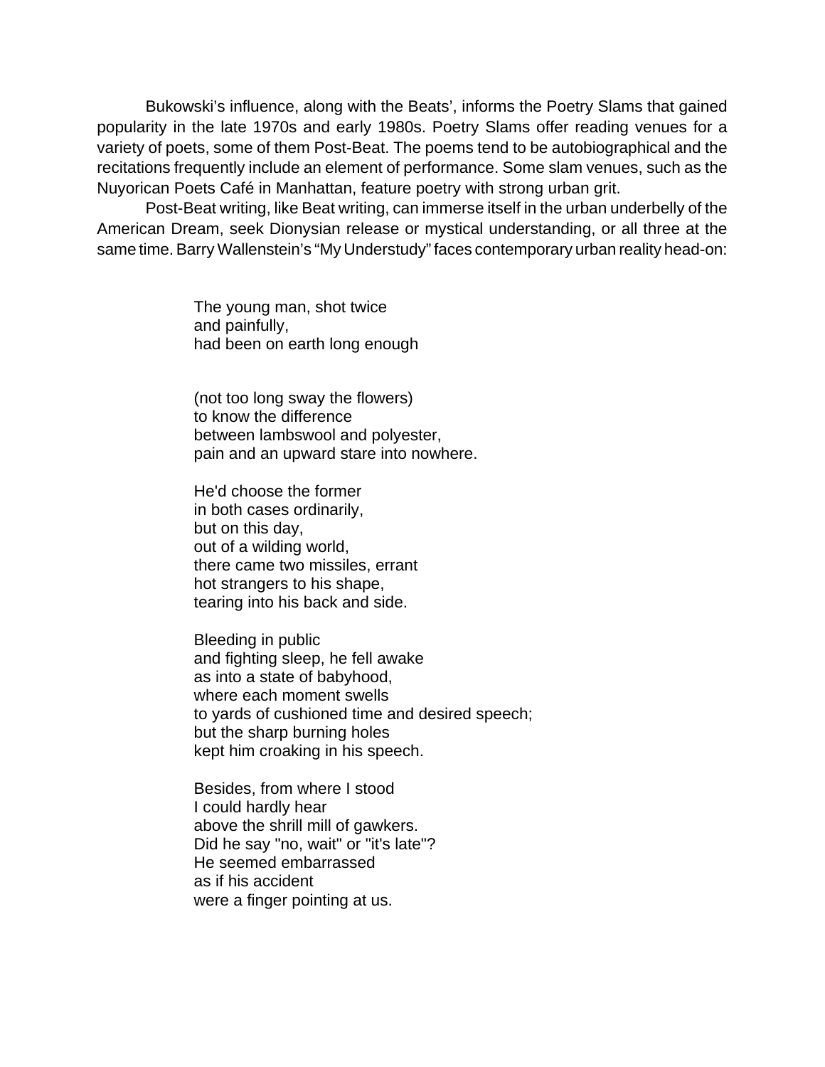Bukowski's influence, along with the Beats', informs the Poetry Slams that gained popularity in the late 1970s and early 1980s. Poetry Slams offer reading venues for a variety of poets, some of them Post-Beat. The poems tend to be autobiographical and the recitations frequently include an element of performance. Some slam venues, such as the Nuyorican Poets Café in Manhattan, feature poetry with strong urban grit.

Post-Beat writing, like Beat writing, can immerse itself in the urban underbelly of the American Dream, seek Dionysian release or mystical understanding, or all three at the same time. Barry Wallenstein's "My Understudy" faces contemporary urban reality head-on:

> The young man, shot twice
> and painfully,
> had been on earth long enough
>
> (not too long sway the flowers)
> to know the difference
> between lambswool and polyester,
> pain and an upward stare into nowhere.
>
> He'd choose the former
> in both cases ordinarily,
> but on this day,
> out of a wilding world,
> there came two missiles, errant
> hot strangers to his shape,
> tearing into his back and side.
>
> Bleeding in public
> and fighting sleep, he fell awake
> as into a state of babyhood,
> where each moment swells
> to yards of cushioned time and desired speech;
> but the sharp burning holes
> kept him croaking in his speech.
>
> Besides, from where I stood
> I could hardly hear
> above the shrill mill of gawkers.
> Did he say "no, wait" or "it's late"?
> He seemed embarrassed
> as if his accident
> were a finger pointing at us.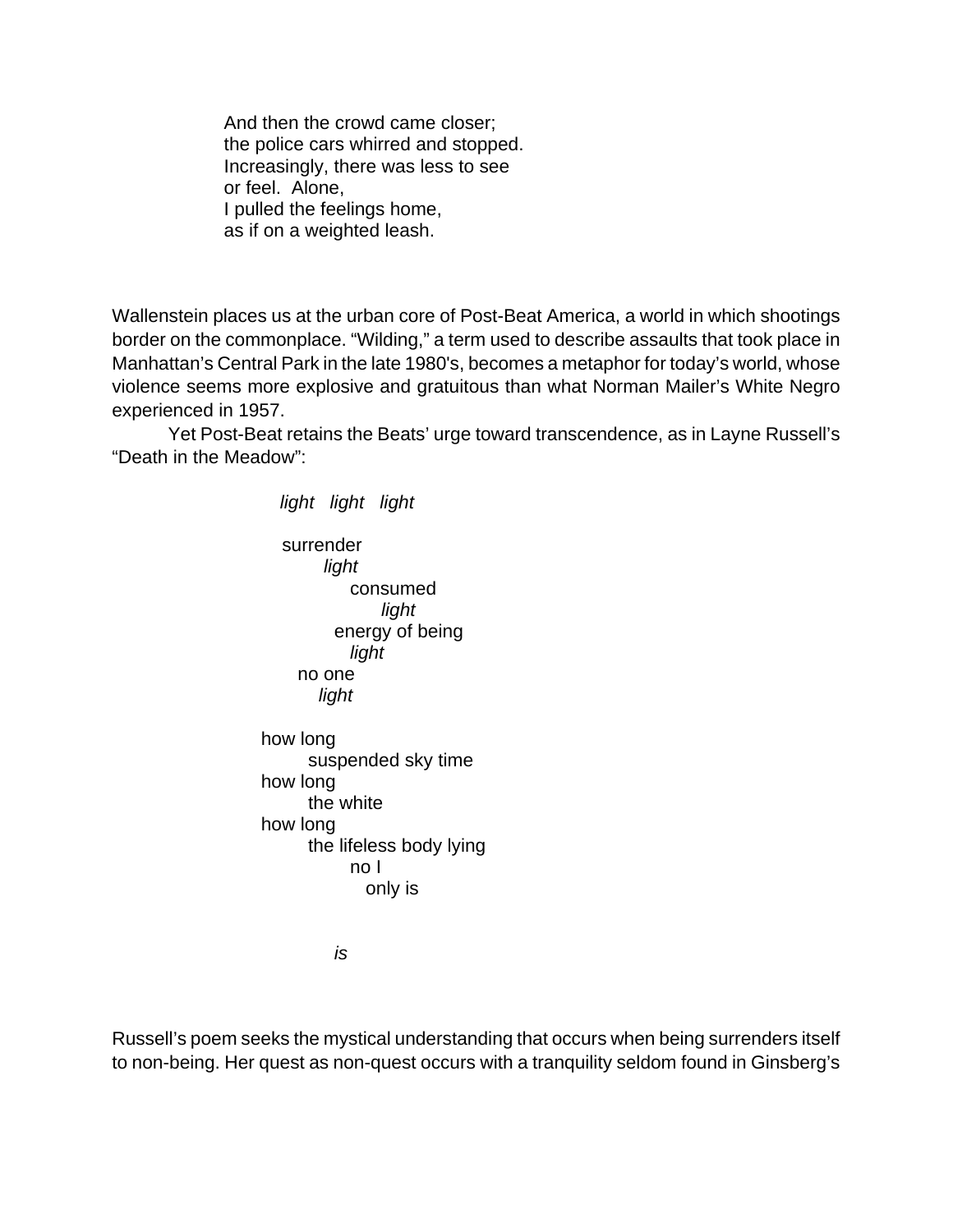And then the crowd came closer;  
the police cars whirred and stopped.  
Increasingly, there was less to see  
or feel.  Alone,  
I pulled the feelings home,  
as if on a weighted leash.

Wallenstein places us at the urban core of Post-Beat America, a world in which shootings border on the commonplace. "Wilding," a term used to describe assaults that took place in Manhattan's Central Park in the late 1980's, becomes a metaphor for today's world, whose violence seems more explosive and gratuitous than what Norman Mailer's White Negro experienced in 1957.

Yet Post-Beat retains the Beats' urge toward transcendence, as in Layne Russell's "Death in the Meadow":

*light   light   light*

surrender  
*light*  
consumed  
*light*  
energy of being  
*light*  
no one  
*light*

how long  
suspended sky time  
how long  
the white  
how long  
the lifeless body lying  
no I  
only is

*is*

Russell's poem seeks the mystical understanding that occurs when being surrenders itself to non-being. Her quest as non-quest occurs with a tranquility seldom found in Ginsberg's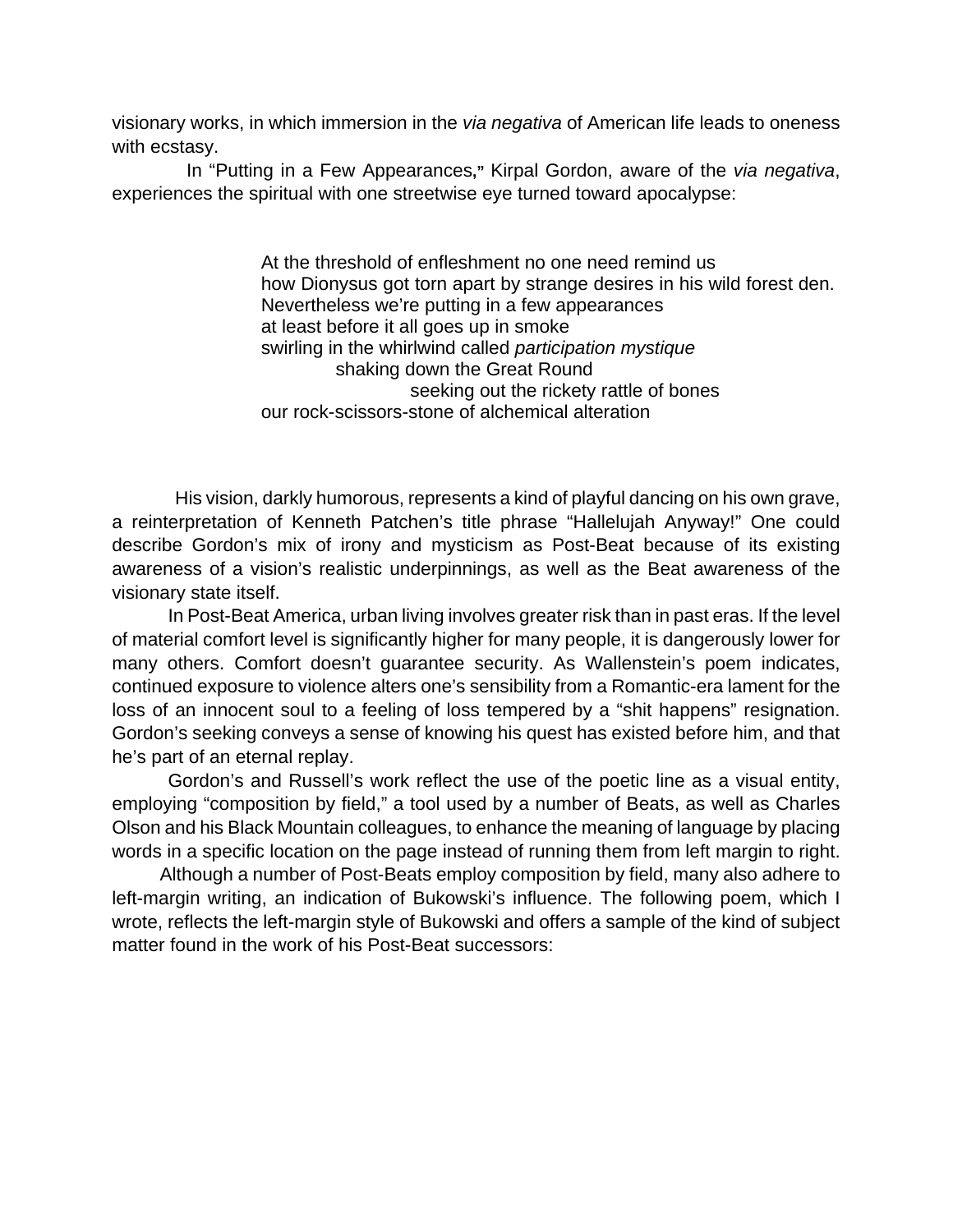visionary works, in which immersion in the *via negativa* of American life leads to oneness with ecstasy.

In "Putting in a Few Appearances," Kirpal Gordon, aware of the *via negativa*, experiences the spiritual with one streetwise eye turned toward apocalypse:

> At the threshold of enfleshment no one need remind us
> how Dionysus got torn apart by strange desires in his wild forest den.
> Nevertheless we're putting in a few appearances
> at least before it all goes up in smoke
> swirling in the whirlwind called *participation mystique*
>         shaking down the Great Round
>                 seeking out the rickety rattle of bones
> our rock-scissors-stone of alchemical alteration

His vision, darkly humorous, represents a kind of playful dancing on his own grave, a reinterpretation of Kenneth Patchen's title phrase "Hallelujah Anyway!" One could describe Gordon's mix of irony and mysticism as Post-Beat because of its existing awareness of a vision's realistic underpinnings, as well as the Beat awareness of the visionary state itself.

In Post-Beat America, urban living involves greater risk than in past eras. If the level of material comfort level is significantly higher for many people, it is dangerously lower for many others. Comfort doesn't guarantee security. As Wallenstein's poem indicates, continued exposure to violence alters one's sensibility from a Romantic-era lament for the loss of an innocent soul to a feeling of loss tempered by a "shit happens" resignation. Gordon's seeking conveys a sense of knowing his quest has existed before him, and that he's part of an eternal replay.

Gordon's and Russell's work reflect the use of the poetic line as a visual entity, employing "composition by field," a tool used by a number of Beats, as well as Charles Olson and his Black Mountain colleagues, to enhance the meaning of language by placing words in a specific location on the page instead of running them from left margin to right.

Although a number of Post-Beats employ composition by field, many also adhere to left-margin writing, an indication of Bukowski's influence. The following poem, which I wrote, reflects the left-margin style of Bukowski and offers a sample of the kind of subject matter found in the work of his Post-Beat successors: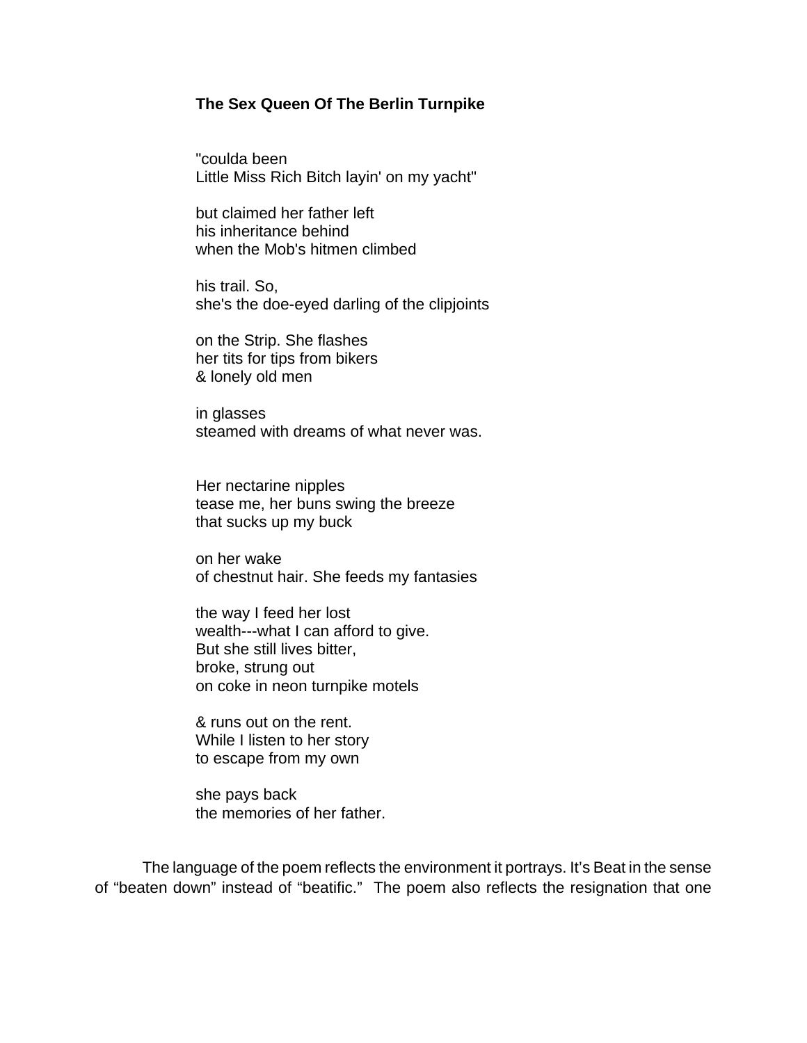**The Sex Queen Of The Berlin Turnpike**

"coulda been  
Little Miss Rich Bitch layin' on my yacht"

but claimed her father left  
his inheritance behind  
when the Mob's hitmen climbed

his trail. So,  
she's the doe-eyed darling of the clipjoints

on the Strip. She flashes  
her tits for tips from bikers  
& lonely old men

in glasses  
steamed with dreams of what never was.

Her nectarine nipples  
tease me, her buns swing the breeze  
that sucks up my buck

on her wake  
of chestnut hair. She feeds my fantasies

the way I feed her lost  
wealth---what I can afford to give.  
But she still lives bitter,  
broke, strung out  
on coke in neon turnpike motels

& runs out on the rent.  
While I listen to her story  
to escape from my own

she pays back  
the memories of her father.

The language of the poem reflects the environment it portrays. It's Beat in the sense of "beaten down" instead of "beatific." The poem also reflects the resignation that one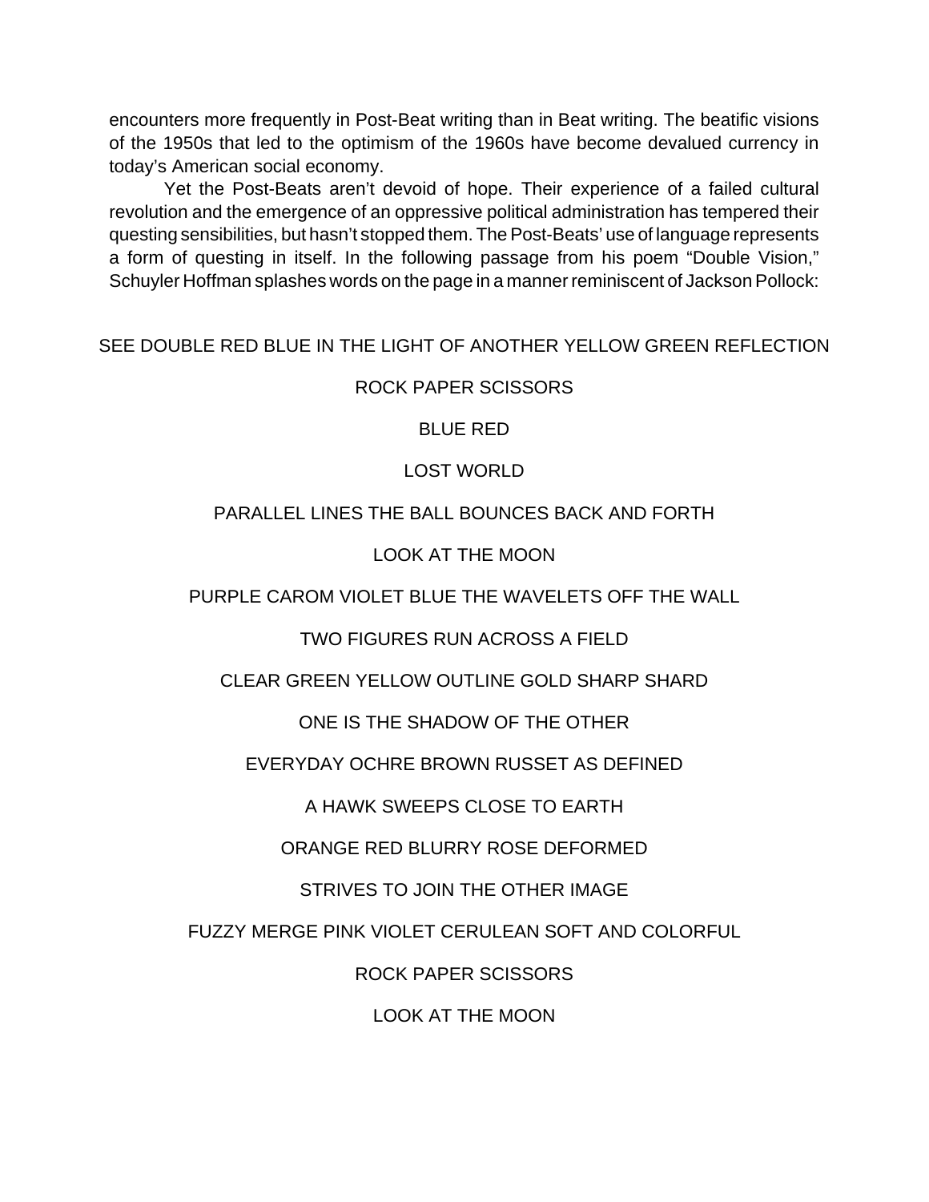encounters more frequently in Post-Beat writing than in Beat writing. The beatific visions of the 1950s that led to the optimism of the 1960s have become devalued currency in today's American social economy.

Yet the Post-Beats aren't devoid of hope. Their experience of a failed cultural revolution and the emergence of an oppressive political administration has tempered their questing sensibilities, but hasn't stopped them. The Post-Beats' use of language represents a form of questing in itself. In the following passage from his poem "Double Vision," Schuyler Hoffman splashes words on the page in a manner reminiscent of Jackson Pollock:

SEE DOUBLE RED BLUE IN THE LIGHT OF ANOTHER YELLOW GREEN REFLECTION

ROCK PAPER SCISSORS

BLUE RED

LOST WORLD

PARALLEL LINES THE BALL BOUNCES BACK AND FORTH

LOOK AT THE MOON

PURPLE CAROM VIOLET BLUE THE WAVELETS OFF THE WALL

TWO FIGURES RUN ACROSS A FIELD

CLEAR GREEN YELLOW OUTLINE GOLD SHARP SHARD

ONE IS THE SHADOW OF THE OTHER

EVERYDAY OCHRE BROWN RUSSET AS DEFINED

A HAWK SWEEPS CLOSE TO EARTH

ORANGE RED BLURRY ROSE DEFORMED

STRIVES TO JOIN THE OTHER IMAGE

FUZZY MERGE PINK VIOLET CERULEAN SOFT AND COLORFUL

ROCK PAPER SCISSORS

LOOK AT THE MOON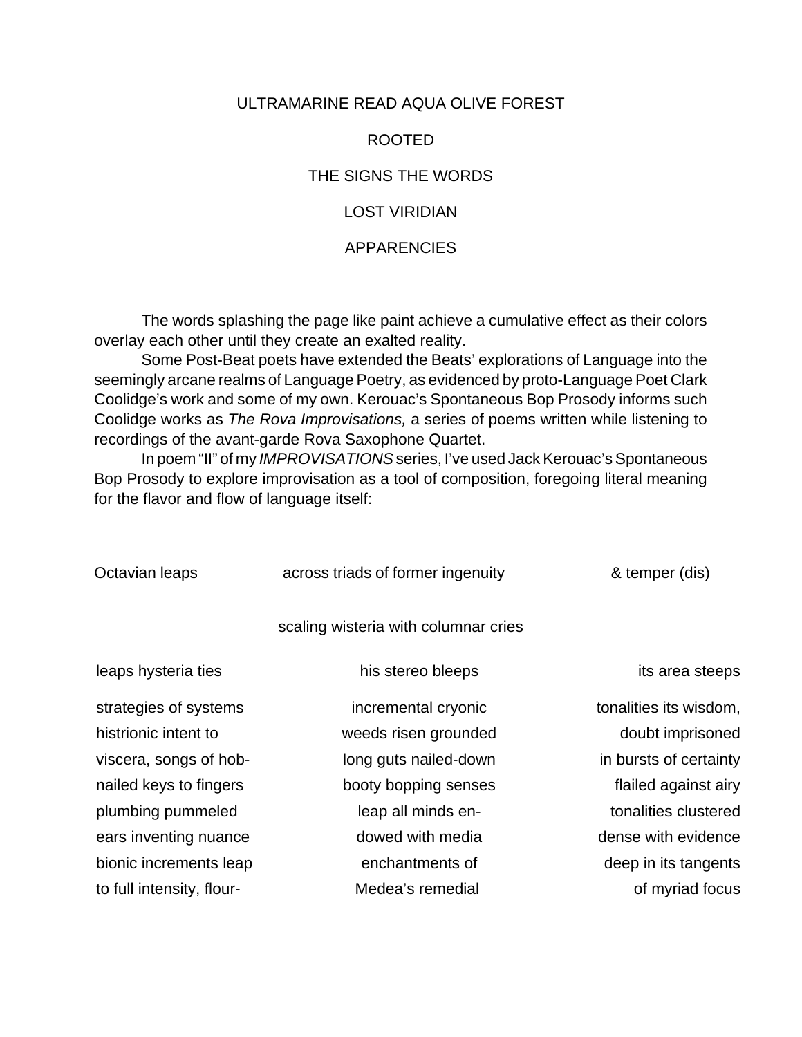ULTRAMARINE READ AQUA OLIVE FOREST

ROOTED

THE SIGNS THE WORDS

LOST VIRIDIAN

APPARENCIES

The words splashing the page like paint achieve a cumulative effect as their colors overlay each other until they create an exalted reality.

Some Post-Beat poets have extended the Beats' explorations of Language into the seemingly arcane realms of Language Poetry, as evidenced by proto-Language Poet Clark Coolidge's work and some of my own. Kerouac's Spontaneous Bop Prosody informs such Coolidge works as *The Rova Improvisations,* a series of poems written while listening to recordings of the avant-garde Rova Saxophone Quartet.

In poem "II" of my *IMPROVISATIONS* series, I've used Jack Kerouac's Spontaneous Bop Prosody to explore improvisation as a tool of composition, foregoing literal meaning for the flavor and flow of language itself:

Octavian leaps          across triads of former ingenuity          & temper (dis)

scaling wisteria with columnar cries

leaps hysteria ties          his stereo bleeps          its area steeps

strategies of systems          incremental cryonic          tonalities its wisdom,
histrionic intent to          weeds risen grounded          doubt imprisoned
viscera, songs of hob-          long guts nailed-down          in bursts of certainty
nailed keys to fingers          booty bopping senses          flailed against airy
plumbing pummeled          leap all minds en-          tonalities clustered
ears inventing nuance          dowed with media          dense with evidence
bionic increments leap          enchantments of          deep in its tangents
to full intensity, flour-          Medea's remedial          of myriad focus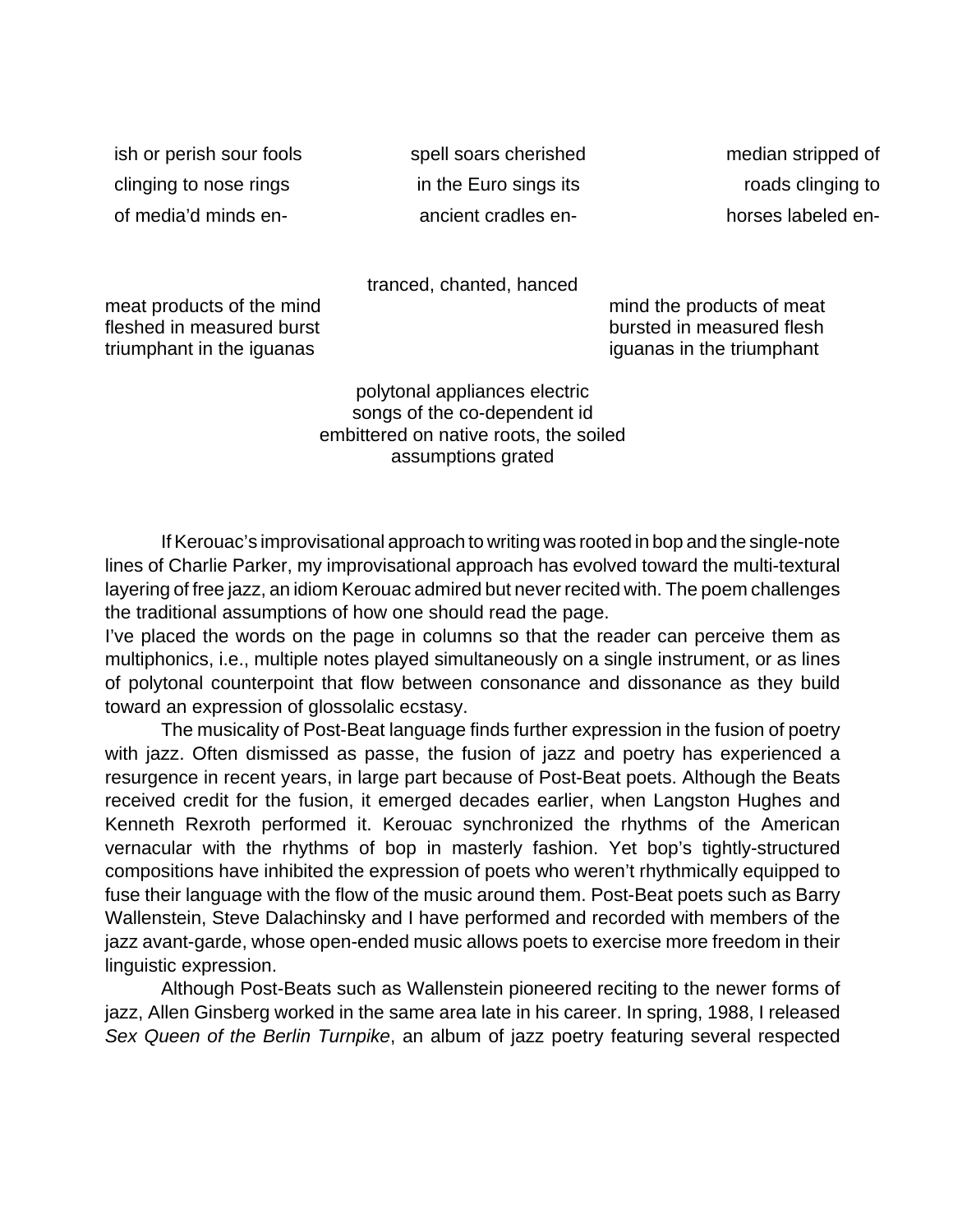ish or perish sour fools
clinging to nose rings
of media'd minds en-

spell soars cherished
in the Euro sings its
ancient cradles en-

median stripped of
roads clinging to
horses labeled en-

tranced, chanted, hanced

meat products of the mind
fleshed in measured burst
triumphant in the iguanas

mind the products of meat
bursted in measured flesh
iguanas in the triumphant

polytonal appliances electric
songs of the co-dependent id
embittered on native roots, the soiled
assumptions grated

If Kerouac's improvisational approach to writing was rooted in bop and the single-note lines of Charlie Parker, my improvisational approach has evolved toward the multi-textural layering of free jazz, an idiom Kerouac admired but never recited with. The poem challenges the traditional assumptions of how one should read the page.
I've placed the words on the page in columns so that the reader can perceive them as multiphonics, i.e., multiple notes played simultaneously on a single instrument, or as lines of polytonal counterpoint that flow between consonance and dissonance as they build toward an expression of glossolalic ecstasy.

The musicality of Post-Beat language finds further expression in the fusion of poetry with jazz. Often dismissed as passe, the fusion of jazz and poetry has experienced a resurgence in recent years, in large part because of Post-Beat poets. Although the Beats received credit for the fusion, it emerged decades earlier, when Langston Hughes and Kenneth Rexroth performed it. Kerouac synchronized the rhythms of the American vernacular with the rhythms of bop in masterly fashion. Yet bop's tightly-structured compositions have inhibited the expression of poets who weren't rhythmically equipped to fuse their language with the flow of the music around them. Post-Beat poets such as Barry Wallenstein, Steve Dalachinsky and I have performed and recorded with members of the jazz avant-garde, whose open-ended music allows poets to exercise more freedom in their linguistic expression.

Although Post-Beats such as Wallenstein pioneered reciting to the newer forms of jazz, Allen Ginsberg worked in the same area late in his career. In spring, 1988, I released *Sex Queen of the Berlin Turnpike*, an album of jazz poetry featuring several respected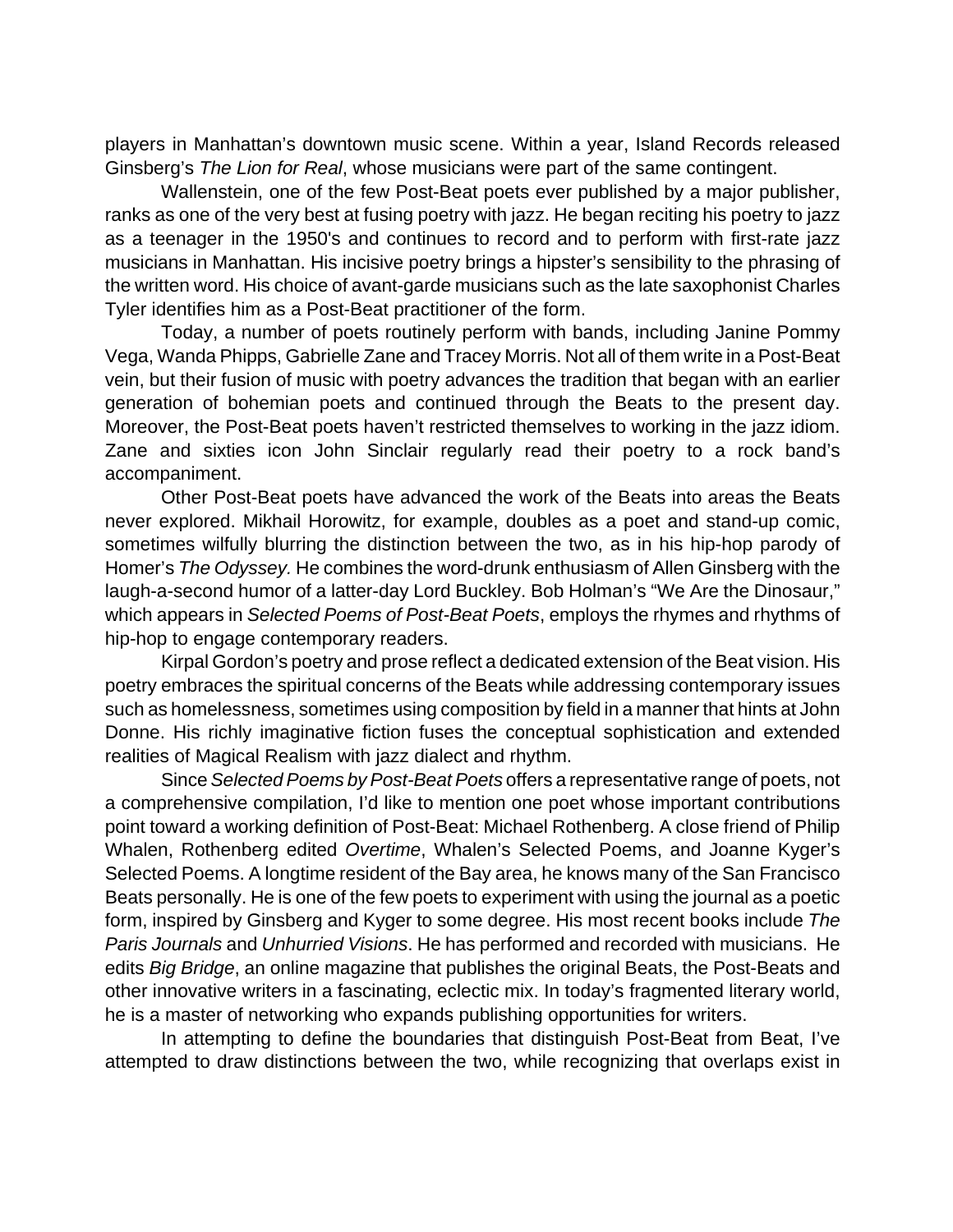players in Manhattan's downtown music scene. Within a year, Island Records released Ginsberg's *The Lion for Real*, whose musicians were part of the same contingent.

Wallenstein, one of the few Post-Beat poets ever published by a major publisher, ranks as one of the very best at fusing poetry with jazz. He began reciting his poetry to jazz as a teenager in the 1950's and continues to record and to perform with first-rate jazz musicians in Manhattan. His incisive poetry brings a hipster's sensibility to the phrasing of the written word. His choice of avant-garde musicians such as the late saxophonist Charles Tyler identifies him as a Post-Beat practitioner of the form.

Today, a number of poets routinely perform with bands, including Janine Pommy Vega, Wanda Phipps, Gabrielle Zane and Tracey Morris. Not all of them write in a Post-Beat vein, but their fusion of music with poetry advances the tradition that began with an earlier generation of bohemian poets and continued through the Beats to the present day. Moreover, the Post-Beat poets haven't restricted themselves to working in the jazz idiom. Zane and sixties icon John Sinclair regularly read their poetry to a rock band's accompaniment.

Other Post-Beat poets have advanced the work of the Beats into areas the Beats never explored. Mikhail Horowitz, for example, doubles as a poet and stand-up comic, sometimes wilfully blurring the distinction between the two, as in his hip-hop parody of Homer's *The Odyssey.* He combines the word-drunk enthusiasm of Allen Ginsberg with the laugh-a-second humor of a latter-day Lord Buckley. Bob Holman's "We Are the Dinosaur," which appears in *Selected Poems of Post-Beat Poets*, employs the rhymes and rhythms of hip-hop to engage contemporary readers.

Kirpal Gordon's poetry and prose reflect a dedicated extension of the Beat vision. His poetry embraces the spiritual concerns of the Beats while addressing contemporary issues such as homelessness, sometimes using composition by field in a manner that hints at John Donne. His richly imaginative fiction fuses the conceptual sophistication and extended realities of Magical Realism with jazz dialect and rhythm.

Since *Selected Poems by Post-Beat Poets* offers a representative range of poets, not a comprehensive compilation, I'd like to mention one poet whose important contributions point toward a working definition of Post-Beat: Michael Rothenberg. A close friend of Philip Whalen, Rothenberg edited *Overtime*, Whalen's Selected Poems, and Joanne Kyger's Selected Poems. A longtime resident of the Bay area, he knows many of the San Francisco Beats personally. He is one of the few poets to experiment with using the journal as a poetic form, inspired by Ginsberg and Kyger to some degree. His most recent books include *The Paris Journals* and *Unhurried Visions*. He has performed and recorded with musicians. He edits *Big Bridge*, an online magazine that publishes the original Beats, the Post-Beats and other innovative writers in a fascinating, eclectic mix. In today's fragmented literary world, he is a master of networking who expands publishing opportunities for writers.

In attempting to define the boundaries that distinguish Post-Beat from Beat, I've attempted to draw distinctions between the two, while recognizing that overlaps exist in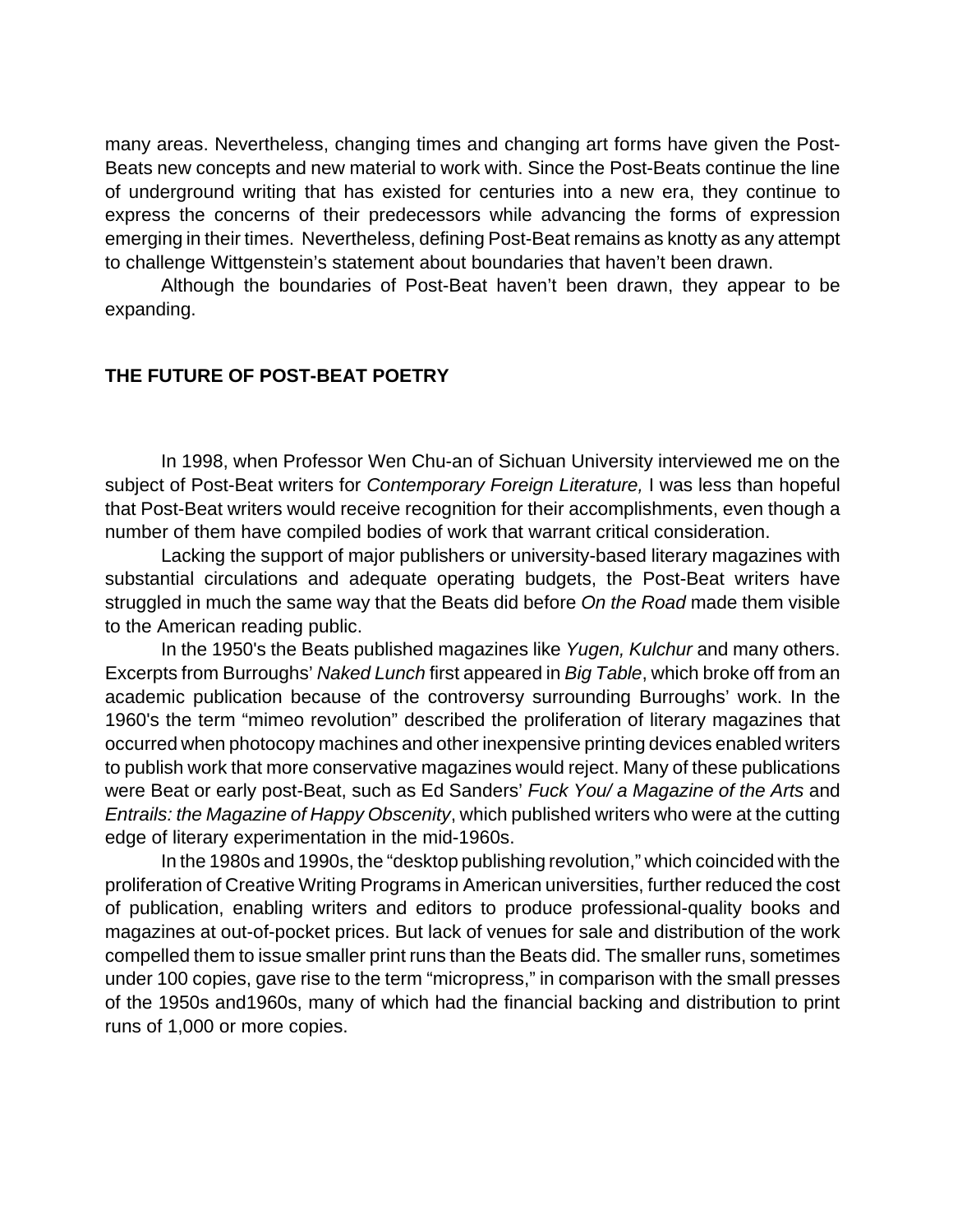many areas. Nevertheless, changing times and changing art forms have given the Post-Beats new concepts and new material to work with. Since the Post-Beats continue the line of underground writing that has existed for centuries into a new era, they continue to express the concerns of their predecessors while advancing the forms of expression emerging in their times. Nevertheless, defining Post-Beat remains as knotty as any attempt to challenge Wittgenstein's statement about boundaries that haven't been drawn.

Although the boundaries of Post-Beat haven't been drawn, they appear to be expanding.

## THE FUTURE OF POST-BEAT POETRY

In 1998, when Professor Wen Chu-an of Sichuan University interviewed me on the subject of Post-Beat writers for *Contemporary Foreign Literature,* I was less than hopeful that Post-Beat writers would receive recognition for their accomplishments, even though a number of them have compiled bodies of work that warrant critical consideration.

Lacking the support of major publishers or university-based literary magazines with substantial circulations and adequate operating budgets, the Post-Beat writers have struggled in much the same way that the Beats did before *On the Road* made them visible to the American reading public.

In the 1950's the Beats published magazines like *Yugen, Kulchur* and many others. Excerpts from Burroughs' *Naked Lunch* first appeared in *Big Table*, which broke off from an academic publication because of the controversy surrounding Burroughs' work. In the 1960's the term "mimeo revolution" described the proliferation of literary magazines that occurred when photocopy machines and other inexpensive printing devices enabled writers to publish work that more conservative magazines would reject. Many of these publications were Beat or early post-Beat, such as Ed Sanders' *Fuck You/ a Magazine of the Arts* and *Entrails: the Magazine of Happy Obscenity*, which published writers who were at the cutting edge of literary experimentation in the mid-1960s.

In the 1980s and 1990s, the "desktop publishing revolution," which coincided with the proliferation of Creative Writing Programs in American universities, further reduced the cost of publication, enabling writers and editors to produce professional-quality books and magazines at out-of-pocket prices. But lack of venues for sale and distribution of the work compelled them to issue smaller print runs than the Beats did. The smaller runs, sometimes under 100 copies, gave rise to the term "micropress," in comparison with the small presses of the 1950s and1960s, many of which had the financial backing and distribution to print runs of 1,000 or more copies.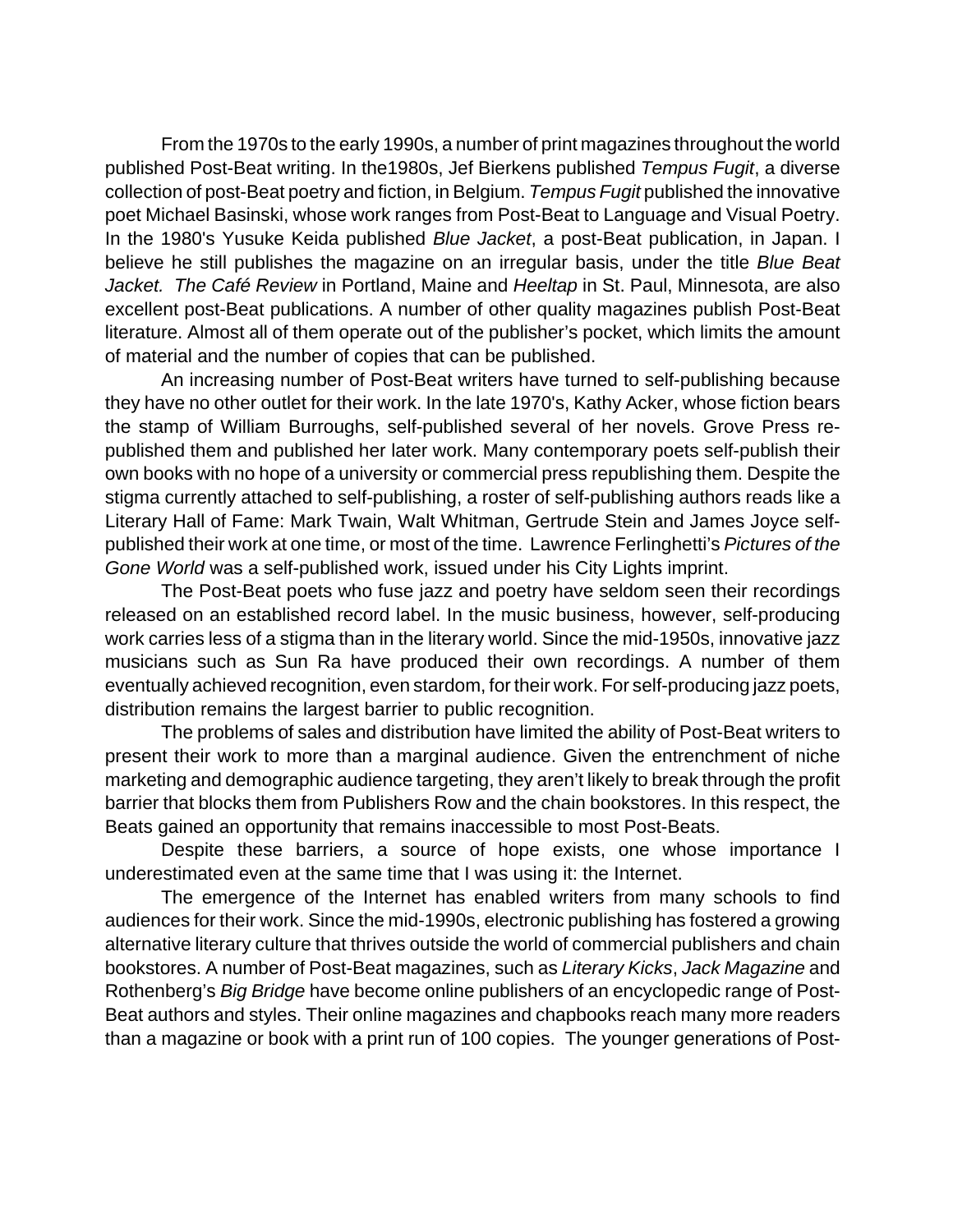From the 1970s to the early 1990s, a number of print magazines throughout the world published Post-Beat writing. In the1980s, Jef Bierkens published *Tempus Fugit*, a diverse collection of post-Beat poetry and fiction, in Belgium. *Tempus Fugit* published the innovative poet Michael Basinski, whose work ranges from Post-Beat to Language and Visual Poetry. In the 1980's Yusuke Keida published *Blue Jacket*, a post-Beat publication, in Japan. I believe he still publishes the magazine on an irregular basis, under the title *Blue Beat Jacket. The Café Review* in Portland, Maine and *Heeltap* in St. Paul, Minnesota, are also excellent post-Beat publications. A number of other quality magazines publish Post-Beat literature. Almost all of them operate out of the publisher's pocket, which limits the amount of material and the number of copies that can be published.

An increasing number of Post-Beat writers have turned to self-publishing because they have no other outlet for their work. In the late 1970's, Kathy Acker, whose fiction bears the stamp of William Burroughs, self-published several of her novels. Grove Press re-published them and published her later work. Many contemporary poets self-publish their own books with no hope of a university or commercial press republishing them. Despite the stigma currently attached to self-publishing, a roster of self-publishing authors reads like a Literary Hall of Fame: Mark Twain, Walt Whitman, Gertrude Stein and James Joyce self-published their work at one time, or most of the time. Lawrence Ferlinghetti's *Pictures of the Gone World* was a self-published work, issued under his City Lights imprint.

The Post-Beat poets who fuse jazz and poetry have seldom seen their recordings released on an established record label. In the music business, however, self-producing work carries less of a stigma than in the literary world. Since the mid-1950s, innovative jazz musicians such as Sun Ra have produced their own recordings. A number of them eventually achieved recognition, even stardom, for their work. For self-producing jazz poets, distribution remains the largest barrier to public recognition.

The problems of sales and distribution have limited the ability of Post-Beat writers to present their work to more than a marginal audience. Given the entrenchment of niche marketing and demographic audience targeting, they aren't likely to break through the profit barrier that blocks them from Publishers Row and the chain bookstores. In this respect, the Beats gained an opportunity that remains inaccessible to most Post-Beats.

Despite these barriers, a source of hope exists, one whose importance I underestimated even at the same time that I was using it: the Internet.

The emergence of the Internet has enabled writers from many schools to find audiences for their work. Since the mid-1990s, electronic publishing has fostered a growing alternative literary culture that thrives outside the world of commercial publishers and chain bookstores. A number of Post-Beat magazines, such as *Literary Kicks*, *Jack Magazine* and Rothenberg's *Big Bridge* have become online publishers of an encyclopedic range of Post-Beat authors and styles. Their online magazines and chapbooks reach many more readers than a magazine or book with a print run of 100 copies. The younger generations of Post-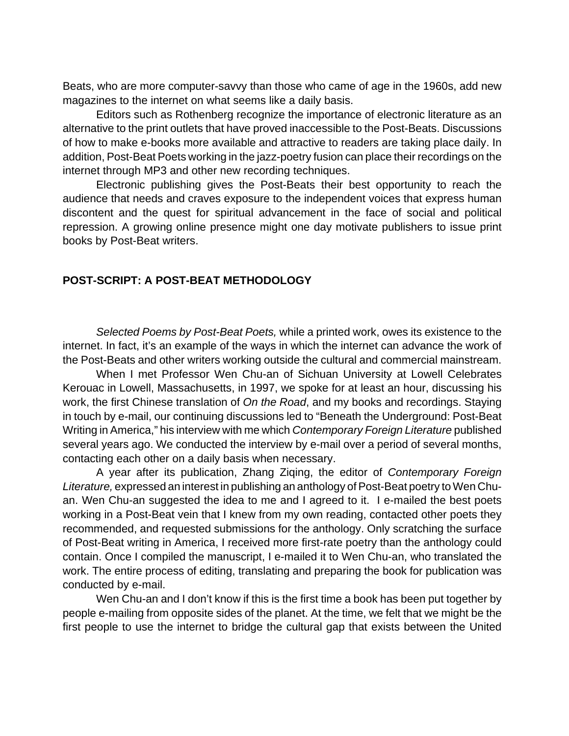Beats, who are more computer-savvy than those who came of age in the 1960s, add new magazines to the internet on what seems like a daily basis.

Editors such as Rothenberg recognize the importance of electronic literature as an alternative to the print outlets that have proved inaccessible to the Post-Beats. Discussions of how to make e-books more available and attractive to readers are taking place daily. In addition, Post-Beat Poets working in the jazz-poetry fusion can place their recordings on the internet through MP3 and other new recording techniques.

Electronic publishing gives the Post-Beats their best opportunity to reach the audience that needs and craves exposure to the independent voices that express human discontent and the quest for spiritual advancement in the face of social and political repression. A growing online presence might one day motivate publishers to issue print books by Post-Beat writers.

## POST-SCRIPT: A POST-BEAT METHODOLOGY

*Selected Poems by Post-Beat Poets,* while a printed work, owes its existence to the internet. In fact, it's an example of the ways in which the internet can advance the work of the Post-Beats and other writers working outside the cultural and commercial mainstream.

When I met Professor Wen Chu-an of Sichuan University at Lowell Celebrates Kerouac in Lowell, Massachusetts, in 1997, we spoke for at least an hour, discussing his work, the first Chinese translation of *On the Road*, and my books and recordings. Staying in touch by e-mail, our continuing discussions led to "Beneath the Underground: Post-Beat Writing in America," his interview with me which *Contemporary Foreign Literature* published several years ago. We conducted the interview by e-mail over a period of several months, contacting each other on a daily basis when necessary.

A year after its publication, Zhang Ziqing, the editor of *Contemporary Foreign Literature,* expressed an interest in publishing an anthology of Post-Beat poetry to Wen Chu-an. Wen Chu-an suggested the idea to me and I agreed to it. I e-mailed the best poets working in a Post-Beat vein that I knew from my own reading, contacted other poets they recommended, and requested submissions for the anthology. Only scratching the surface of Post-Beat writing in America, I received more first-rate poetry than the anthology could contain. Once I compiled the manuscript, I e-mailed it to Wen Chu-an, who translated the work. The entire process of editing, translating and preparing the book for publication was conducted by e-mail.

Wen Chu-an and I don't know if this is the first time a book has been put together by people e-mailing from opposite sides of the planet. At the time, we felt that we might be the first people to use the internet to bridge the cultural gap that exists between the United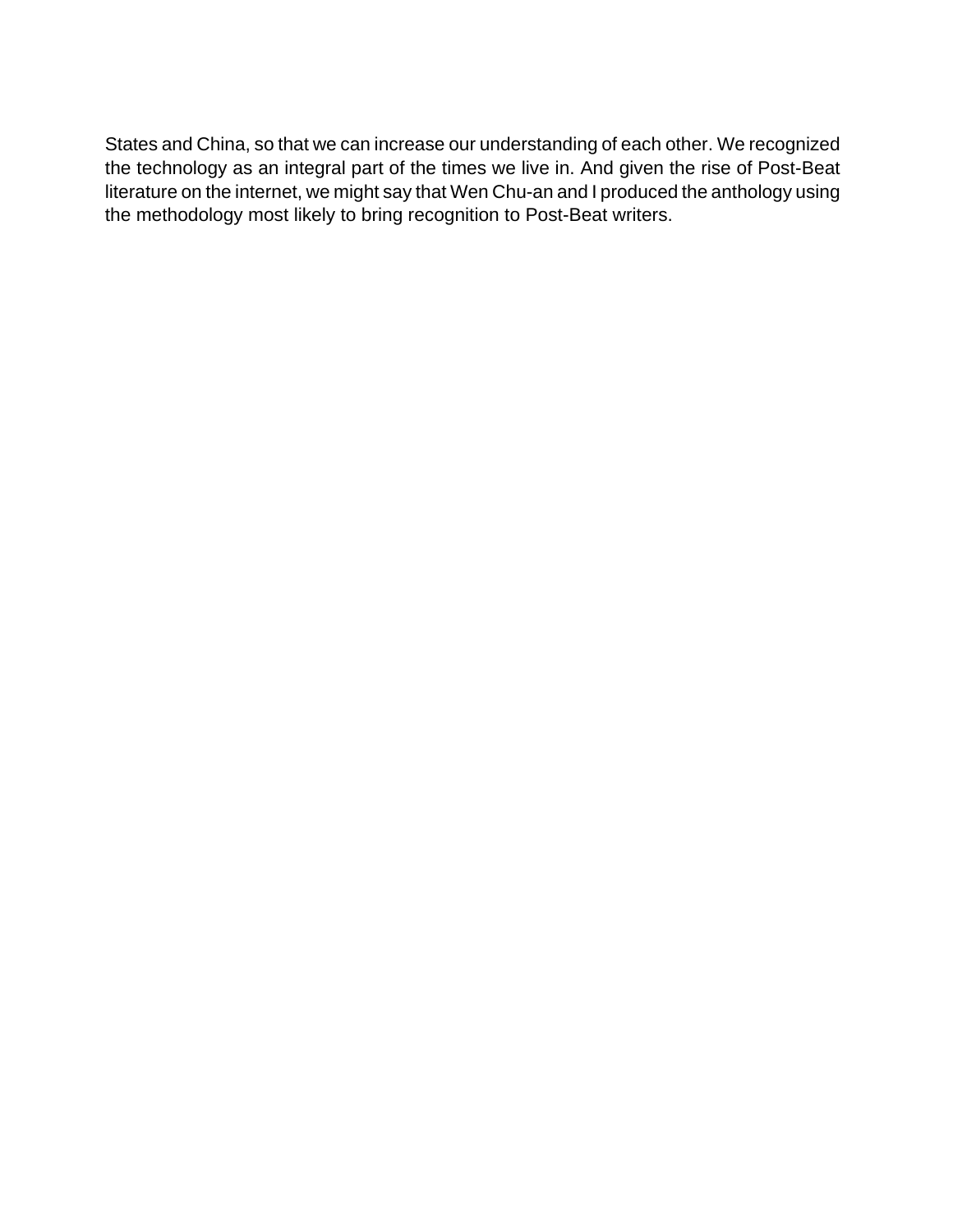States and China, so that we can increase our understanding of each other. We recognized the technology as an integral part of the times we live in. And given the rise of Post-Beat literature on the internet, we might say that Wen Chu-an and I produced the anthology using the methodology most likely to bring recognition to Post-Beat writers.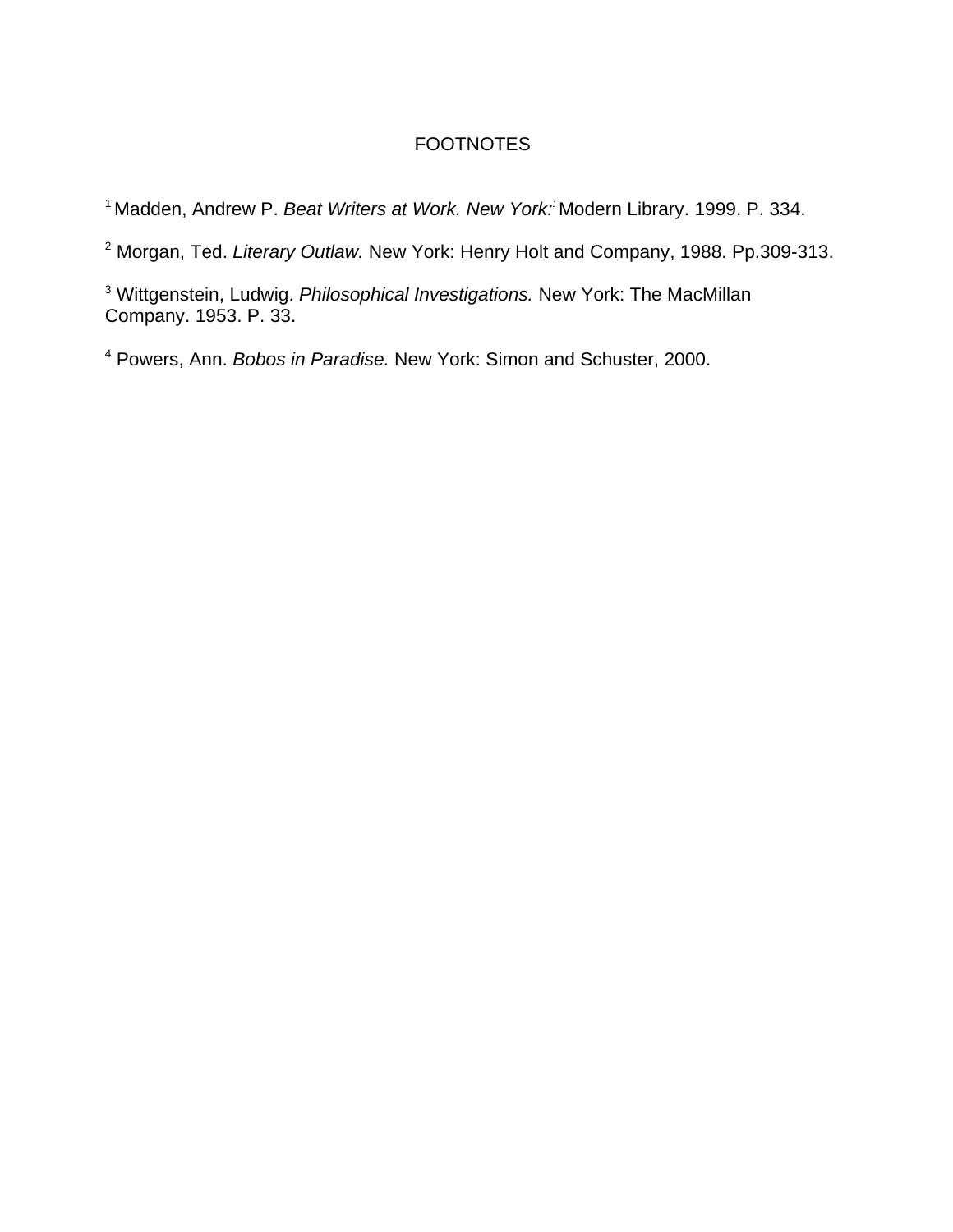# FOOTNOTES

[1] Madden, Andrew P. *Beat Writers at Work. New York:* Modern Library. 1999. P. 334.

[2] Morgan, Ted. *Literary Outlaw.* New York: Henry Holt and Company, 1988. Pp.309-313.

[3] Wittgenstein, Ludwig. *Philosophical Investigations.* New York: The MacMillan Company. 1953. P. 33.

[4] Powers, Ann. *Bobos in Paradise.* New York: Simon and Schuster, 2000.